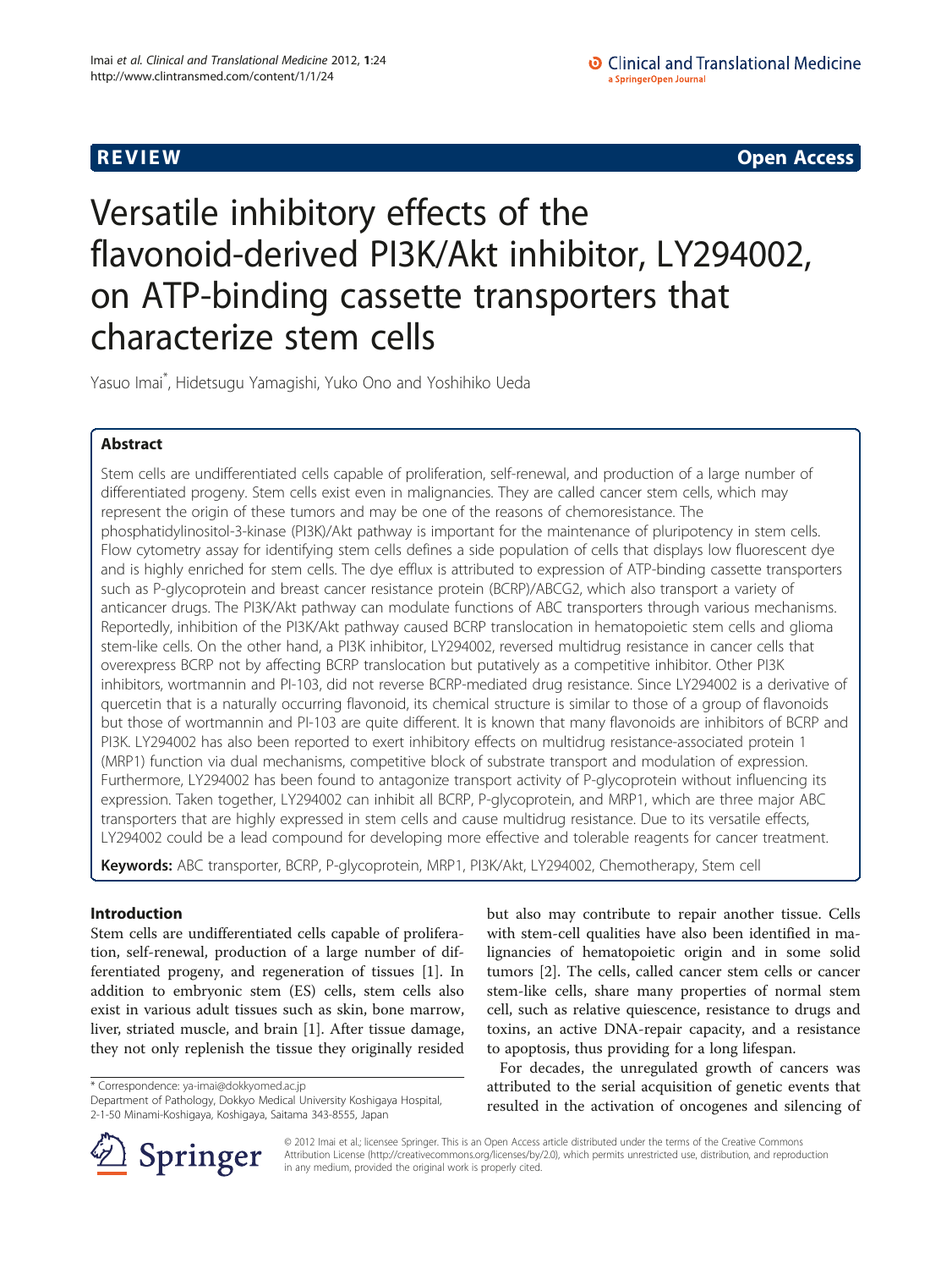**REVIEW** **Open Access**

# Versatile inhibitory effects of the flavonoid-derived PI3K/Akt inhibitor, LY294002, on ATP-binding cassette transporters that characterize stem cells

Yasuo Imai*, Hidetsugu Yamagishi, Yuko Ono and Yoshihiko Ueda

## Abstract

Stem cells are undifferentiated cells capable of proliferation, self-renewal, and production of a large number of differentiated progeny. Stem cells exist even in malignancies. They are called cancer stem cells, which may represent the origin of these tumors and may be one of the reasons of chemoresistance. The phosphatidylinositol-3-kinase (PI3K)/Akt pathway is important for the maintenance of pluripotency in stem cells. Flow cytometry assay for identifying stem cells defines a side population of cells that displays low fluorescent dye and is highly enriched for stem cells. The dye efflux is attributed to expression of ATP-binding cassette transporters such as P-glycoprotein and breast cancer resistance protein (BCRP)/ABCG2, which also transport a variety of anticancer drugs. The PI3K/Akt pathway can modulate functions of ABC transporters through various mechanisms. Reportedly, inhibition of the PI3K/Akt pathway caused BCRP translocation in hematopoietic stem cells and glioma stem-like cells. On the other hand, a PI3K inhibitor, LY294002, reversed multidrug resistance in cancer cells that overexpress BCRP not by affecting BCRP translocation but putatively as a competitive inhibitor. Other PI3K inhibitors, wortmannin and PI-103, did not reverse BCRP-mediated drug resistance. Since LY294002 is a derivative of quercetin that is a naturally occurring flavonoid, its chemical structure is similar to those of a group of flavonoids but those of wortmannin and PI-103 are quite different. It is known that many flavonoids are inhibitors of BCRP and PI3K. LY294002 has also been reported to exert inhibitory effects on multidrug resistance-associated protein 1 (MRP1) function via dual mechanisms, competitive block of substrate transport and modulation of expression. Furthermore, LY294002 has been found to antagonize transport activity of P-glycoprotein without influencing its expression. Taken together, LY294002 can inhibit all BCRP, P-glycoprotein, and MRP1, which are three major ABC transporters that are highly expressed in stem cells and cause multidrug resistance. Due to its versatile effects, LY294002 could be a lead compound for developing more effective and tolerable reagents for cancer treatment.

**Keywords:** ABC transporter, BCRP, P-glycoprotein, MRP1, PI3K/Akt, LY294002, Chemotherapy, Stem cell

## Introduction

Stem cells are undifferentiated cells capable of proliferation, self-renewal, production of a large number of differentiated progeny, and regeneration of tissues [1]. In addition to embryonic stem (ES) cells, stem cells also exist in various adult tissues such as skin, bone marrow, liver, striated muscle, and brain [1]. After tissue damage, they not only replenish the tissue they originally resided but also may contribute to repair another tissue. Cells with stem-cell qualities have also been identified in malignancies of hematopoietic origin and in some solid tumors [2]. The cells, called cancer stem cells or cancer stem-like cells, share many properties of normal stem cell, such as relative quiescence, resistance to drugs and toxins, an active DNA-repair capacity, and a resistance to apoptosis, thus providing for a long lifespan.

For decades, the unregulated growth of cancers was attributed to the serial acquisition of genetic events that resulted in the activation of oncogenes and silencing of

\* Correspondence: ya-imai@dokkyomed.ac.jp
Department of Pathology, Dokkyo Medical University Koshigaya Hospital, 2-1-50 Minami-Koshigaya, Koshigaya, Saitama 343-8555, Japan

© 2012 Imai et al.; licensee Springer. This is an Open Access article distributed under the terms of the Creative Commons Attribution License (http://creativecommons.org/licenses/by/2.0), which permits unrestricted use, distribution, and reproduction in any medium, provided the original work is properly cited.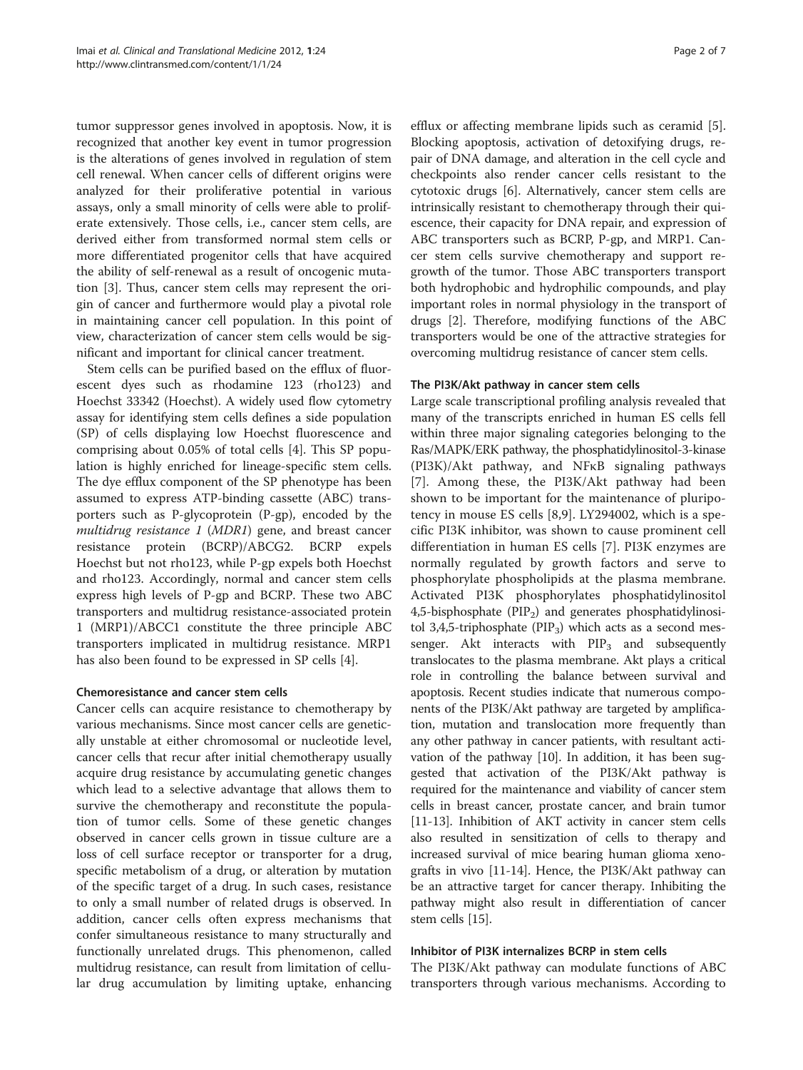tumor suppressor genes involved in apoptosis. Now, it is recognized that another key event in tumor progression is the alterations of genes involved in regulation of stem cell renewal. When cancer cells of different origins were analyzed for their proliferative potential in various assays, only a small minority of cells were able to proliferate extensively. Those cells, i.e., cancer stem cells, are derived either from transformed normal stem cells or more differentiated progenitor cells that have acquired the ability of self-renewal as a result of oncogenic mutation [3]. Thus, cancer stem cells may represent the origin of cancer and furthermore would play a pivotal role in maintaining cancer cell population. In this point of view, characterization of cancer stem cells would be significant and important for clinical cancer treatment.

Stem cells can be purified based on the efflux of fluorescent dyes such as rhodamine 123 (rho123) and Hoechst 33342 (Hoechst). A widely used flow cytometry assay for identifying stem cells defines a side population (SP) of cells displaying low Hoechst fluorescence and comprising about 0.05% of total cells [4]. This SP population is highly enriched for lineage-specific stem cells. The dye efflux component of the SP phenotype has been assumed to express ATP-binding cassette (ABC) transporters such as P-glycoprotein (P-gp), encoded by the *multidrug resistance 1* (*MDR1*) gene, and breast cancer resistance protein (BCRP)/ABCG2. BCRP expels Hoechst but not rho123, while P-gp expels both Hoechst and rho123. Accordingly, normal and cancer stem cells express high levels of P-gp and BCRP. These two ABC transporters and multidrug resistance-associated protein 1 (MRP1)/ABCC1 constitute the three principle ABC transporters implicated in multidrug resistance. MRP1 has also been found to be expressed in SP cells [4].

## Chemoresistance and cancer stem cells

Cancer cells can acquire resistance to chemotherapy by various mechanisms. Since most cancer cells are genetically unstable at either chromosomal or nucleotide level, cancer cells that recur after initial chemotherapy usually acquire drug resistance by accumulating genetic changes which lead to a selective advantage that allows them to survive the chemotherapy and reconstitute the population of tumor cells. Some of these genetic changes observed in cancer cells grown in tissue culture are a loss of cell surface receptor or transporter for a drug, specific metabolism of a drug, or alteration by mutation of the specific target of a drug. In such cases, resistance to only a small number of related drugs is observed. In addition, cancer cells often express mechanisms that confer simultaneous resistance to many structurally and functionally unrelated drugs. This phenomenon, called multidrug resistance, can result from limitation of cellular drug accumulation by limiting uptake, enhancing efflux or affecting membrane lipids such as ceramid [5]. Blocking apoptosis, activation of detoxifying drugs, repair of DNA damage, and alteration in the cell cycle and checkpoints also render cancer cells resistant to the cytotoxic drugs [6]. Alternatively, cancer stem cells are intrinsically resistant to chemotherapy through their quiescence, their capacity for DNA repair, and expression of ABC transporters such as BCRP, P-gp, and MRP1. Cancer stem cells survive chemotherapy and support regrowth of the tumor. Those ABC transporters transport both hydrophobic and hydrophilic compounds, and play important roles in normal physiology in the transport of drugs [2]. Therefore, modifying functions of the ABC transporters would be one of the attractive strategies for overcoming multidrug resistance of cancer stem cells.

## The PI3K/Akt pathway in cancer stem cells

Large scale transcriptional profiling analysis revealed that many of the transcripts enriched in human ES cells fell within three major signaling categories belonging to the Ras/MAPK/ERK pathway, the phosphatidylinositol-3-kinase (PI3K)/Akt pathway, and NFκB signaling pathways [7]. Among these, the PI3K/Akt pathway had been shown to be important for the maintenance of pluripotency in mouse ES cells [8,9]. LY294002, which is a specific PI3K inhibitor, was shown to cause prominent cell differentiation in human ES cells [7]. PI3K enzymes are normally regulated by growth factors and serve to phosphorylate phospholipids at the plasma membrane. Activated PI3K phosphorylates phosphatidylinositol 4,5-bisphosphate ($PIP_2$) and generates phosphatidylinositol 3,4,5-triphosphate ($PIP_3$) which acts as a second messenger. Akt interacts with $PIP_3$ and subsequently translocates to the plasma membrane. Akt plays a critical role in controlling the balance between survival and apoptosis. Recent studies indicate that numerous components of the PI3K/Akt pathway are targeted by amplification, mutation and translocation more frequently than any other pathway in cancer patients, with resultant activation of the pathway [10]. In addition, it has been suggested that activation of the PI3K/Akt pathway is required for the maintenance and viability of cancer stem cells in breast cancer, prostate cancer, and brain tumor [11-13]. Inhibition of AKT activity in cancer stem cells also resulted in sensitization of cells to therapy and increased survival of mice bearing human glioma xenografts in vivo [11-14]. Hence, the PI3K/Akt pathway can be an attractive target for cancer therapy. Inhibiting the pathway might also result in differentiation of cancer stem cells [15].

## Inhibitor of PI3K internalizes BCRP in stem cells

The PI3K/Akt pathway can modulate functions of ABC transporters through various mechanisms. According to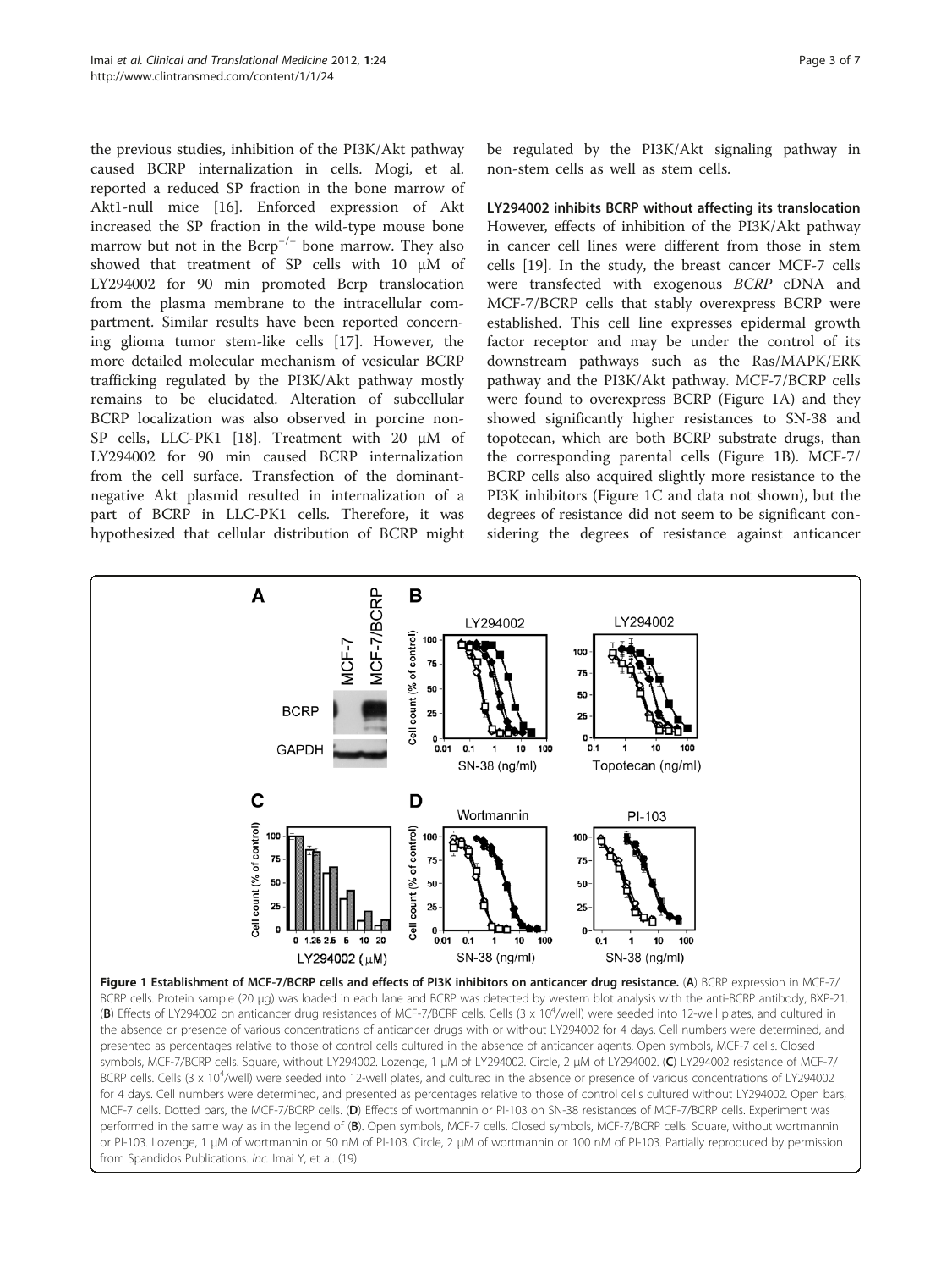the previous studies, inhibition of the PI3K/Akt pathway caused BCRP internalization in cells. Mogi, et al. reported a reduced SP fraction in the bone marrow of Akt1-null mice [16]. Enforced expression of Akt increased the SP fraction in the wild-type mouse bone marrow but not in the $Bcrp^{-/-}$ bone marrow. They also showed that treatment of SP cells with 10 μM of LY294002 for 90 min promoted Bcrp translocation from the plasma membrane to the intracellular compartment. Similar results have been reported concerning glioma tumor stem-like cells [17]. However, the more detailed molecular mechanism of vesicular BCRP trafficking regulated by the PI3K/Akt pathway mostly remains to be elucidated. Alteration of subcellular BCRP localization was also observed in porcine non-SP cells, LLC-PK1 [18]. Treatment with 20 μM of LY294002 for 90 min caused BCRP internalization from the cell surface. Transfection of the dominant-negative Akt plasmid resulted in internalization of a part of BCRP in LLC-PK1 cells. Therefore, it was hypothesized that cellular distribution of BCRP might be regulated by the PI3K/Akt signaling pathway in non-stem cells as well as stem cells.

### LY294002 inhibits BCRP without affecting its translocation

However, effects of inhibition of the PI3K/Akt pathway in cancer cell lines were different from those in stem cells [19]. In the study, the breast cancer MCF-7 cells were transfected with exogenous *BCRP* cDNA and MCF-7/BCRP cells that stably overexpress BCRP were established. This cell line expresses epidermal growth factor receptor and may be under the control of its downstream pathways such as the Ras/MAPK/ERK pathway and the PI3K/Akt pathway. MCF-7/BCRP cells were found to overexpress BCRP (Figure 1A) and they showed significantly higher resistances to SN-38 and topotecan, which are both BCRP substrate drugs, than the corresponding parental cells (Figure 1B). MCF-7/BCRP cells also acquired slightly more resistance to the PI3K inhibitors (Figure 1C and data not shown), but the degrees of resistance did not seem to be significant considering the degrees of resistance against anticancer

**Figure 1 Establishment of MCF-7/BCRP cells and effects of PI3K inhibitors on anticancer drug resistance.** (**A**) BCRP expression in MCF-7/BCRP cells. Protein sample (20 μg) was loaded in each lane and BCRP was detected by western blot analysis with the anti-BCRP antibody, BXP-21. (**B**) Effects of LY294002 on anticancer drug resistances of MCF-7/BCRP cells. Cells (3 x $10^4$/well) were seeded into 12-well plates, and cultured in the absence or presence of various concentrations of anticancer drugs with or without LY294002 for 4 days. Cell numbers were determined, and presented as percentages relative to those of control cells cultured in the absence of anticancer agents. Open symbols, MCF-7 cells. Closed symbols, MCF-7/BCRP cells. Square, without LY294002. Lozenge, 1 μM of LY294002. Circle, 2 μM of LY294002. (**C**) LY294002 resistance of MCF-7/BCRP cells. Cells (3 x $10^4$/well) were seeded into 12-well plates, and cultured in the absence or presence of various concentrations of LY294002 for 4 days. Cell numbers were determined, and presented as percentages relative to those of control cells cultured without LY294002. Open bars, MCF-7 cells. Dotted bars, the MCF-7/BCRP cells. (**D**) Effects of wortmannin or PI-103 on SN-38 resistances of MCF-7/BCRP cells. Experiment was performed in the same way as in the legend of (**B**). Open symbols, MCF-7 cells. Closed symbols, MCF-7/BCRP cells. Square, without wortmannin or PI-103. Lozenge, 1 μM of wortmannin or 50 nM of PI-103. Circle, 2 μM of wortmannin or 100 nM of PI-103. Partially reproduced by permission from Spandidos Publications. *Inc.* Imai Y, et al. (19).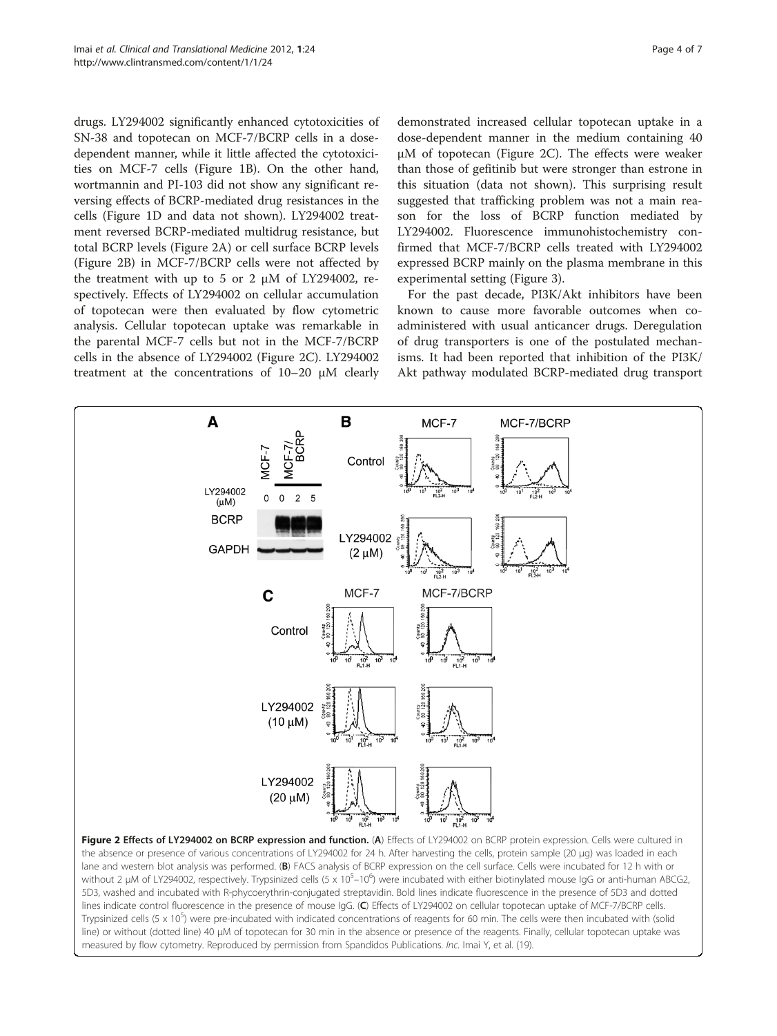drugs. LY294002 significantly enhanced cytotoxicities of SN-38 and topotecan on MCF-7/BCRP cells in a dose-dependent manner, while it little affected the cytotoxicities on MCF-7 cells (Figure 1B). On the other hand, wortmannin and PI-103 did not show any significant reversing effects of BCRP-mediated drug resistances in the cells (Figure 1D and data not shown). LY294002 treatment reversed BCRP-mediated multidrug resistance, but total BCRP levels (Figure 2A) or cell surface BCRP levels (Figure 2B) in MCF-7/BCRP cells were not affected by the treatment with up to 5 or 2 μM of LY294002, respectively. Effects of LY294002 on cellular accumulation of topotecan were then evaluated by flow cytometric analysis. Cellular topotecan uptake was remarkable in the parental MCF-7 cells but not in the MCF-7/BCRP cells in the absence of LY294002 (Figure 2C). LY294002 treatment at the concentrations of 10–20 μM clearly demonstrated increased cellular topotecan uptake in a dose-dependent manner in the medium containing 40 μM of topotecan (Figure 2C). The effects were weaker than those of gefitinib but were stronger than estrone in this situation (data not shown). This surprising result suggested that trafficking problem was not a main reason for the loss of BCRP function mediated by LY294002. Fluorescence immunohistochemistry confirmed that MCF-7/BCRP cells treated with LY294002 expressed BCRP mainly on the plasma membrane in this experimental setting (Figure 3).

For the past decade, PI3K/Akt inhibitors have been known to cause more favorable outcomes when co-administered with usual anticancer drugs. Deregulation of drug transporters is one of the postulated mechanisms. It had been reported that inhibition of the PI3K/Akt pathway modulated BCRP-mediated drug transport

**Figure 2 Effects of LY294002 on BCRP expression and function.** (**A**) Effects of LY294002 on BCRP protein expression. Cells were cultured in the absence or presence of various concentrations of LY294002 for 24 h. After harvesting the cells, protein sample (20 μg) was loaded in each lane and western blot analysis was performed. (**B**) FACS analysis of BCRP expression on the cell surface. Cells were incubated for 12 h with or without 2 μM of LY294002, respectively. Trypsinized cells (5 x $10^5$–$10^6$) were incubated with either biotinylated mouse IgG or anti-human ABCG2, 5D3, washed and incubated with R-phycoerythrin-conjugated streptavidin. Bold lines indicate fluorescence in the presence of 5D3 and dotted lines indicate control fluorescence in the presence of mouse IgG. (**C**) Effects of LY294002 on cellular topotecan uptake of MCF-7/BCRP cells. Trypsinized cells (5 x $10^5$) were pre-incubated with indicated concentrations of reagents for 60 min. The cells were then incubated with (solid line) or without (dotted line) 40 μM of topotecan for 30 min in the absence or presence of the reagents. Finally, cellular topotecan uptake was measured by flow cytometry. Reproduced by permission from Spandidos Publications. *Inc*. Imai Y, et al. (19).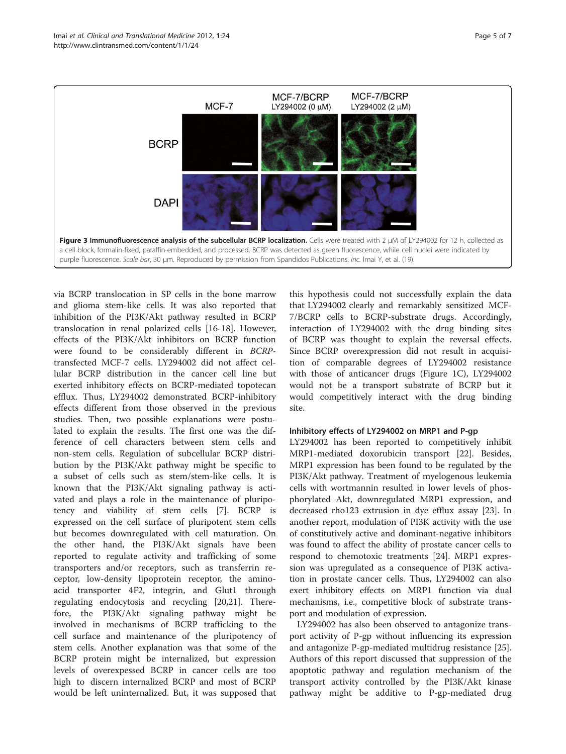**Figure 3 Immunofluorescence analysis of the subcellular BCRP localization.** Cells were treated with 2 μM of LY294002 for 12 h, collected as a cell block, formalin-fixed, paraffin-embedded, and processed. BCRP was detected as green fluorescence, while cell nuclei were indicated by purple fluorescence. *Scale bar*, 30 μm. Reproduced by permission from Spandidos Publications. *Inc.* Imai Y, et al. (19).

via BCRP translocation in SP cells in the bone marrow and glioma stem-like cells. It was also reported that inhibition of the PI3K/Akt pathway resulted in BCRP translocation in renal polarized cells [16-18]. However, effects of the PI3K/Akt inhibitors on BCRP function were found to be considerably different in *BCRP*-transfected MCF-7 cells. LY294002 did not affect cellular BCRP distribution in the cancer cell line but exerted inhibitory effects on BCRP-mediated topotecan efflux. Thus, LY294002 demonstrated BCRP-inhibitory effects different from those observed in the previous studies. Then, two possible explanations were postulated to explain the results. The first one was the difference of cell characters between stem cells and non-stem cells. Regulation of subcellular BCRP distribution by the PI3K/Akt pathway might be specific to a subset of cells such as stem/stem-like cells. It is known that the PI3K/Akt signaling pathway is activated and plays a role in the maintenance of pluripotency and viability of stem cells [7]. BCRP is expressed on the cell surface of pluripotent stem cells but becomes downregulated with cell maturation. On the other hand, the PI3K/Akt signals have been reported to regulate activity and trafficking of some transporters and/or receptors, such as transferrin receptor, low-density lipoprotein receptor, the amino-acid transporter 4F2, integrin, and Glut1 through regulating endocytosis and recycling [20,21]. Therefore, the PI3K/Akt signaling pathway might be involved in mechanisms of BCRP trafficking to the cell surface and maintenance of the pluripotency of stem cells. Another explanation was that some of the BCRP protein might be internalized, but expression levels of overexpessed BCRP in cancer cells are too high to discern internalized BCRP and most of BCRP would be left uninternalized. But, it was supposed that this hypothesis could not successfully explain the data that LY294002 clearly and remarkably sensitized MCF-7/BCRP cells to BCRP-substrate drugs. Accordingly, interaction of LY294002 with the drug binding sites of BCRP was thought to explain the reversal effects. Since BCRP overexpression did not result in acquisition of comparable degrees of LY294002 resistance with those of anticancer drugs (Figure 1C), LY294002 would not be a transport substrate of BCRP but it would competitively interact with the drug binding site.

### Inhibitory effects of LY294002 on MRP1 and P-gp

LY294002 has been reported to competitively inhibit MRP1-mediated doxorubicin transport [22]. Besides, MRP1 expression has been found to be regulated by the PI3K/Akt pathway. Treatment of myelogenous leukemia cells with wortmannin resulted in lower levels of phosphorylated Akt, downregulated MRP1 expression, and decreased rho123 extrusion in dye efflux assay [23]. In another report, modulation of PI3K activity with the use of constitutively active and dominant-negative inhibitors was found to affect the ability of prostate cancer cells to respond to chemotoxic treatments [24]. MRP1 expression was upregulated as a consequence of PI3K activation in prostate cancer cells. Thus, LY294002 can also exert inhibitory effects on MRP1 function via dual mechanisms, i.e., competitive block of substrate transport and modulation of expression.

LY294002 has also been observed to antagonize transport activity of P-gp without influencing its expression and antagonize P-gp-mediated multidrug resistance [25]. Authors of this report discussed that suppression of the apoptotic pathway and regulation mechanism of the transport activity controlled by the PI3K/Akt kinase pathway might be additive to P-gp-mediated drug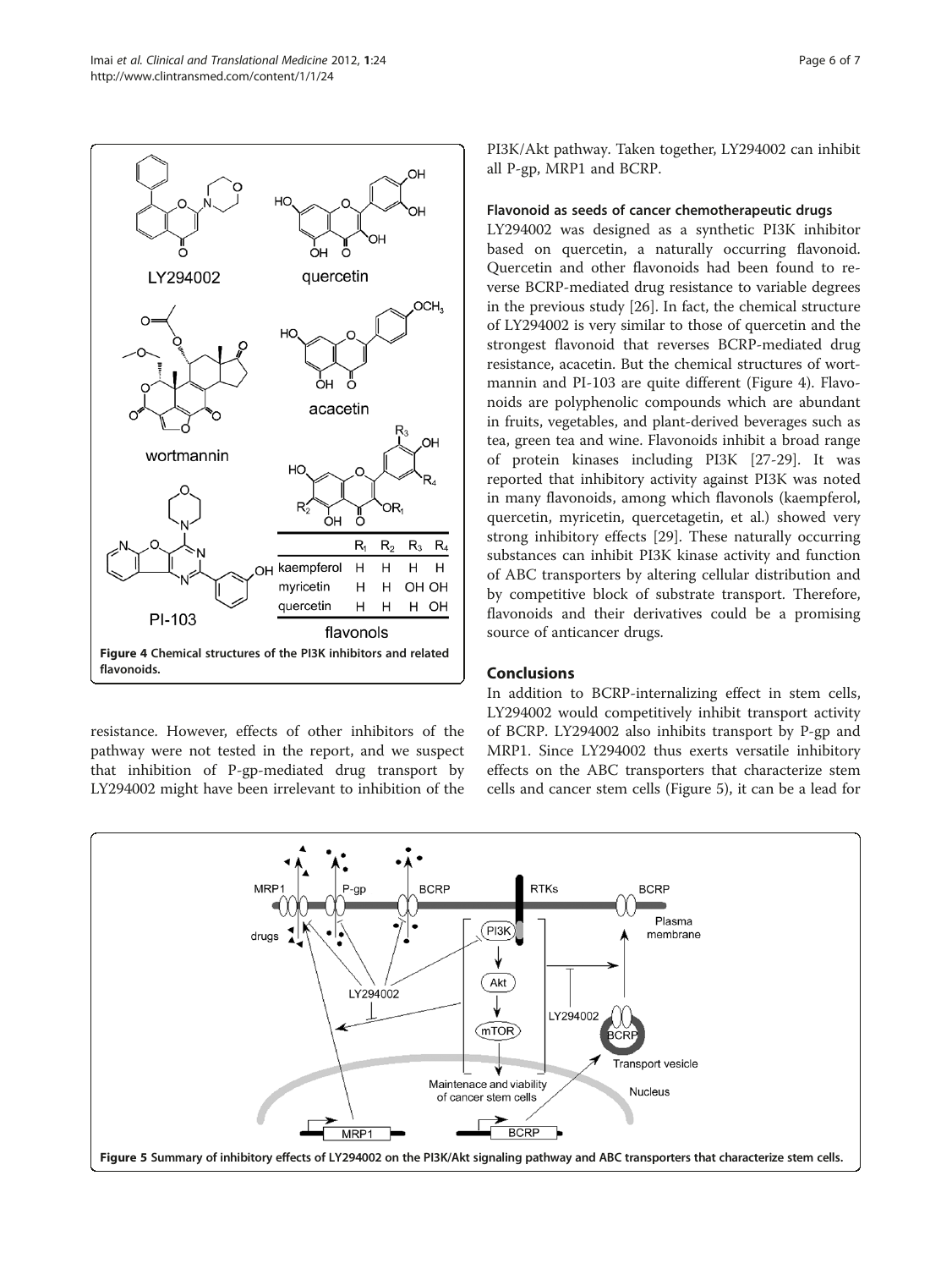resistance. However, effects of other inhibitors of the pathway were not tested in the report, and we suspect that inhibition of P-gp-mediated drug transport by LY294002 might have been irrelevant to inhibition of the PI3K/Akt pathway. Taken together, LY294002 can inhibit all P-gp, MRP1 and BCRP.

Figure 4 Chemical structures of the PI3K inhibitors and related flavonoids.

#### Flavonoid as seeds of cancer chemotherapeutic drugs

LY294002 was designed as a synthetic PI3K inhibitor based on quercetin, a naturally occurring flavonoid. Quercetin and other flavonoids had been found to reverse BCRP-mediated drug resistance to variable degrees in the previous study [26]. In fact, the chemical structure of LY294002 is very similar to those of quercetin and the strongest flavonoid that reverses BCRP-mediated drug resistance, acacetin. But the chemical structures of wortmannin and PI-103 are quite different (Figure 4). Flavonoids are polyphenolic compounds which are abundant in fruits, vegetables, and plant-derived beverages such as tea, green tea and wine. Flavonoids inhibit a broad range of protein kinases including PI3K [27-29]. It was reported that inhibitory activity against PI3K was noted in many flavonoids, among which flavonols (kaempferol, quercetin, myricetin, quercetagetin, et al.) showed very strong inhibitory effects [29]. These naturally occurring substances can inhibit PI3K kinase activity and function of ABC transporters by altering cellular distribution and by competitive block of substrate transport. Therefore, flavonoids and their derivatives could be a promising source of anticancer drugs.

## Conclusions

In addition to BCRP-internalizing effect in stem cells, LY294002 would competitively inhibit transport activity of BCRP. LY294002 also inhibits transport by P-gp and MRP1. Since LY294002 thus exerts versatile inhibitory effects on the ABC transporters that characterize stem cells and cancer stem cells (Figure 5), it can be a lead for

Figure 5 Summary of inhibitory effects of LY294002 on the PI3K/Akt signaling pathway and ABC transporters that characterize stem cells.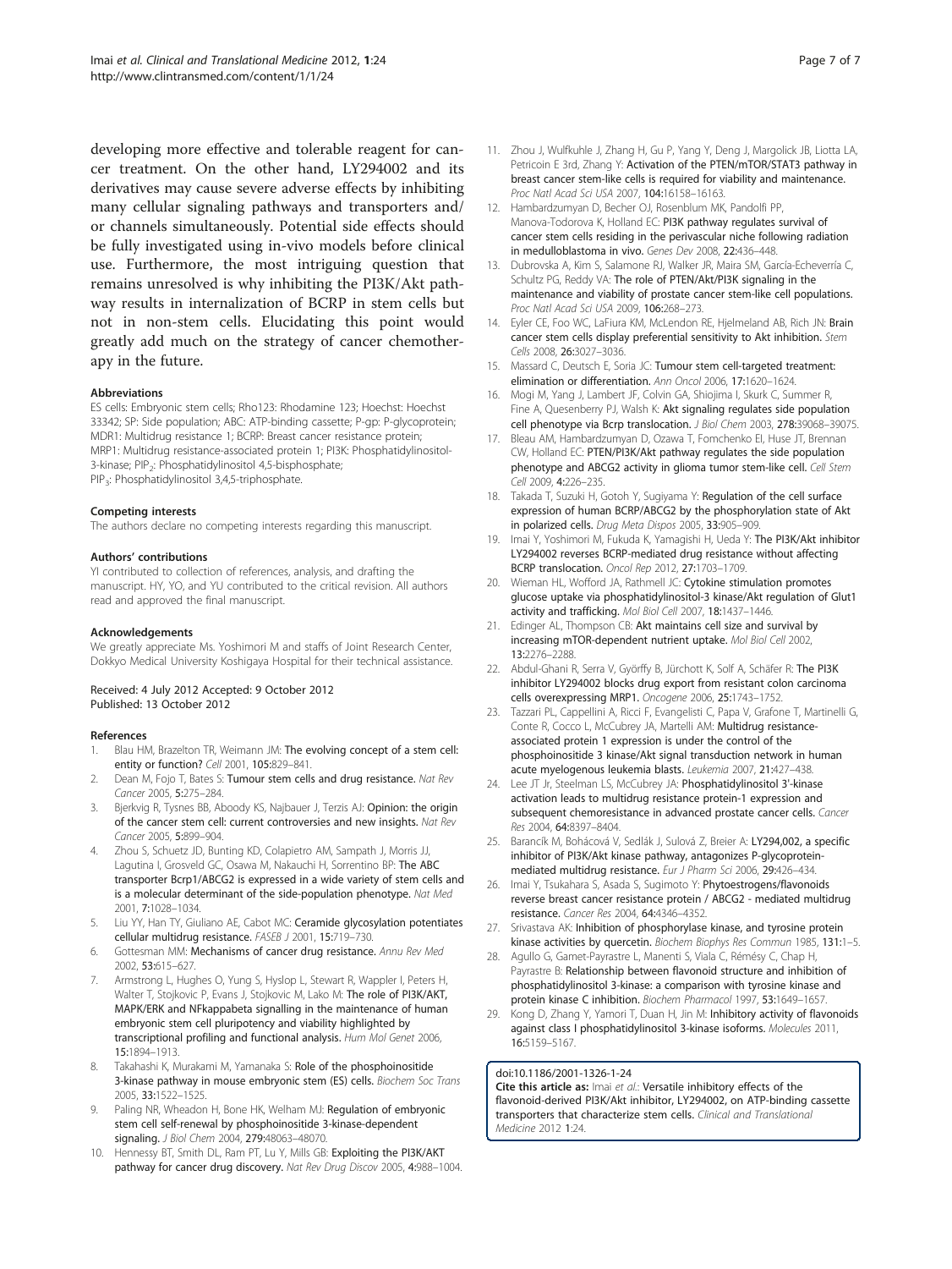developing more effective and tolerable reagent for cancer treatment. On the other hand, LY294002 and its derivatives may cause severe adverse effects by inhibiting many cellular signaling pathways and transporters and/or channels simultaneously. Potential side effects should be fully investigated using in-vivo models before clinical use. Furthermore, the most intriguing question that remains unresolved is why inhibiting the PI3K/Akt pathway results in internalization of BCRP in stem cells but not in non-stem cells. Elucidating this point would greatly add much on the strategy of cancer chemotherapy in the future.

#### Abbreviations

ES cells: Embryonic stem cells; Rho123: Rhodamine 123; Hoechst: Hoechst 33342; SP: Side population; ABC: ATP-binding cassette; P-gp: P-glycoprotein; MDR1: Multidrug resistance 1; BCRP: Breast cancer resistance protein; MRP1: Multidrug resistance-associated protein 1; PI3K: Phosphatidylinositol-3-kinase; $PIP_2$: Phosphatidylinositol 4,5-bisphosphate; $PIP_3$: Phosphatidylinositol 3,4,5-triphosphate.

#### Competing interests

The authors declare no competing interests regarding this manuscript.

#### Authors' contributions

YI contributed to collection of references, analysis, and drafting the manuscript. HY, YO, and YU contributed to the critical revision. All authors read and approved the final manuscript.

#### Acknowledgements

We greatly appreciate Ms. Yoshimori M and staffs of Joint Research Center, Dokkyo Medical University Koshigaya Hospital for their technical assistance.

Received: 4 July 2012 Accepted: 9 October 2012
Published: 13 October 2012

#### References

1. Blau HM, Brazelton TR, Weimann JM: **The evolving concept of a stem cell: entity or function?** *Cell* 2001, **105:**829–841.
2. Dean M, Fojo T, Bates S: **Tumour stem cells and drug resistance.** *Nat Rev Cancer* 2005, **5:**275–284.
3. Bjerkvig R, Tysnes BB, Aboody KS, Najbauer J, Terzis AJ: **Opinion: the origin of the cancer stem cell: current controversies and new insights.** *Nat Rev Cancer* 2005, **5:**899–904.
4. Zhou S, Schuetz JD, Bunting KD, Colapietro AM, Sampath J, Morris JJ, Lagutina I, Grosveld GC, Osawa M, Nakauchi H, Sorrentino BP: **The ABC transporter Bcrp1/ABCG2 is expressed in a wide variety of stem cells and is a molecular determinant of the side-population phenotype.** *Nat Med* 2001, **7:**1028–1034.
5. Liu YY, Han TY, Giuliano AE, Cabot MC: **Ceramide glycosylation potentiates cellular multidrug resistance.** *FASEB J* 2001, **15:**719–730.
6. Gottesman MM: **Mechanisms of cancer drug resistance.** *Annu Rev Med* 2002, **53:**615–627.
7. Armstrong L, Hughes O, Yung S, Hyslop L, Stewart R, Wappler I, Peters H, Walter T, Stojkovic P, Evans J, Stojkovic M, Lako M: **The role of PI3K/AKT, MAPK/ERK and NFkappabeta signalling in the maintenance of human embryonic stem cell pluripotency and viability highlighted by transcriptional profiling and functional analysis.** *Hum Mol Genet* 2006, **15:**1894–1913.
8. Takahashi K, Murakami M, Yamanaka S: **Role of the phosphoinositide 3-kinase pathway in mouse embryonic stem (ES) cells.** *Biochem Soc Trans* 2005, **33:**1522–1525.
9. Paling NR, Wheadon H, Bone HK, Welham MJ: **Regulation of embryonic stem cell self-renewal by phosphoinositide 3-kinase-dependent signaling.** *J Biol Chem* 2004, **279:**48063–48070.
10. Hennessy BT, Smith DL, Ram PT, Lu Y, Mills GB: **Exploiting the PI3K/AKT pathway for cancer drug discovery.** *Nat Rev Drug Discov* 2005, **4:**988–1004.
11. Zhou J, Wulfkuhle J, Zhang H, Gu P, Yang Y, Deng J, Margolick JB, Liotta LA, Petricoin E 3rd, Zhang Y: **Activation of the PTEN/mTOR/STAT3 pathway in breast cancer stem-like cells is required for viability and maintenance.** *Proc Natl Acad Sci USA* 2007, **104:**16158–16163.
12. Hambardzumyan D, Becher OJ, Rosenblum MK, Pandolfi PP, Manova-Todorova K, Holland EC: **PI3K pathway regulates survival of cancer stem cells residing in the perivascular niche following radiation in medulloblastoma in vivo.** *Genes Dev* 2008, **22:**436–448.
13. Dubrovska A, Kim S, Salamone RJ, Walker JR, Maira SM, García-Echeverría C, Schultz PG, Reddy VA: **The role of PTEN/Akt/PI3K signaling in the maintenance and viability of prostate cancer stem-like cell populations.** *Proc Natl Acad Sci USA* 2009, **106:**268–273.
14. Eyler CE, Foo WC, LaFiura KM, McLendon RE, Hjelmeland AB, Rich JN: **Brain cancer stem cells display preferential sensitivity to Akt inhibition.** *Stem Cells* 2008, **26:**3027–3036.
15. Massard C, Deutsch E, Soria JC: **Tumour stem cell-targeted treatment: elimination or differentiation.** *Ann Oncol* 2006, **17:**1620–1624.
16. Mogi M, Yang J, Lambert JF, Colvin GA, Shiojima I, Skurk C, Summer R, Fine A, Quesenberry PJ, Walsh K: **Akt signaling regulates side population cell phenotype via Bcrp translocation.** *J Biol Chem* 2003, **278:**39068–39075.
17. Bleau AM, Hambardzumyan D, Ozawa T, Fomchenko EI, Huse JT, Brennan CW, Holland EC: **PTEN/PI3K/Akt pathway regulates the side population phenotype and ABCG2 activity in glioma tumor stem-like cell.** *Cell Stem Cell* 2009, **4:**226–235.
18. Takada T, Suzuki H, Gotoh Y, Sugiyama Y: **Regulation of the cell surface expression of human BCRP/ABCG2 by the phosphorylation state of Akt in polarized cells.** *Drug Meta Dispos* 2005, **33:**905–909.
19. Imai Y, Yoshimori M, Fukuda K, Yamagishi H, Ueda Y: **The PI3K/Akt inhibitor LY294002 reverses BCRP-mediated drug resistance without affecting BCRP translocation.** *Oncol Rep* 2012, **27:**1703–1709.
20. Wieman HL, Wofford JA, Rathmell JC: **Cytokine stimulation promotes glucose uptake via phosphatidylinositol-3 kinase/Akt regulation of Glut1 activity and trafficking.** *Mol Biol Cell* 2007, **18:**1437–1446.
21. Edinger AL, Thompson CB: **Akt maintains cell size and survival by increasing mTOR-dependent nutrient uptake.** *Mol Biol Cell* 2002, **13:**2276–2288.
22. Abdul-Ghani R, Serra V, Györffy B, Jürchott K, Solf A, Schäfer R: **The PI3K inhibitor LY294002 blocks drug export from resistant colon carcinoma cells overexpressing MRP1.** *Oncogene* 2006, **25:**1743–1752.
23. Tazzari PL, Cappellini A, Ricci F, Evangelisti C, Papa V, Grafone T, Martinelli G, Conte R, Cocco L, McCubrey JA, Martelli AM: **Multidrug resistance-associated protein 1 expression is under the control of the phosphoinositide 3 kinase/Akt signal transduction network in human acute myelogenous leukemia blasts.** *Leukemia* 2007, **21:**427–438.
24. Lee JT Jr, Steelman LS, McCubrey JA: **Phosphatidylinositol 3'-kinase activation leads to multidrug resistance protein-1 expression and subsequent chemoresistance in advanced prostate cancer cells.** *Cancer Res* 2004, **64:**8397–8404.
25. Barancík M, Bohácová V, Sedlák J, Sulová Z, Breier A: **LY294,002, a specific inhibitor of PI3K/Akt kinase pathway, antagonizes P-glycoprotein-mediated multidrug resistance.** *Eur J Pharm Sci* 2006, **29:**426–434.
26. Imai Y, Tsukahara S, Asada S, Sugimoto Y: **Phytoestrogens/flavonoids reverse breast cancer resistance protein / ABCG2 - mediated multidrug resistance.** *Cancer Res* 2004, **64:**4346–4352.
27. Srivastava AK: **Inhibition of phosphorylase kinase, and tyrosine protein kinase activities by quercetin.** *Biochem Biophys Res Commun* 1985, **131:**1–5.
28. Agullo G, Gamet-Payrastre L, Manenti S, Viala C, Rémésy C, Chap H, Payrastre B: **Relationship between flavonoid structure and inhibition of phosphatidylinositol 3-kinase: a comparison with tyrosine kinase and protein kinase C inhibition.** *Biochem Pharmacol* 1997, **53:**1649–1657.
29. Kong D, Zhang Y, Yamori T, Duan H, Jin M: **Inhibitory activity of flavonoids against class I phosphatidylinositol 3-kinase isoforms.** *Molecules* 2011, **16:**5159–5167.

doi:10.1186/2001-1326-1-24
**Cite this article as:** Imai *et al.*: Versatile inhibitory effects of the flavonoid-derived PI3K/Akt inhibitor, LY294002, on ATP-binding cassette transporters that characterize stem cells. *Clinical and Translational Medicine* 2012 **1**:24.